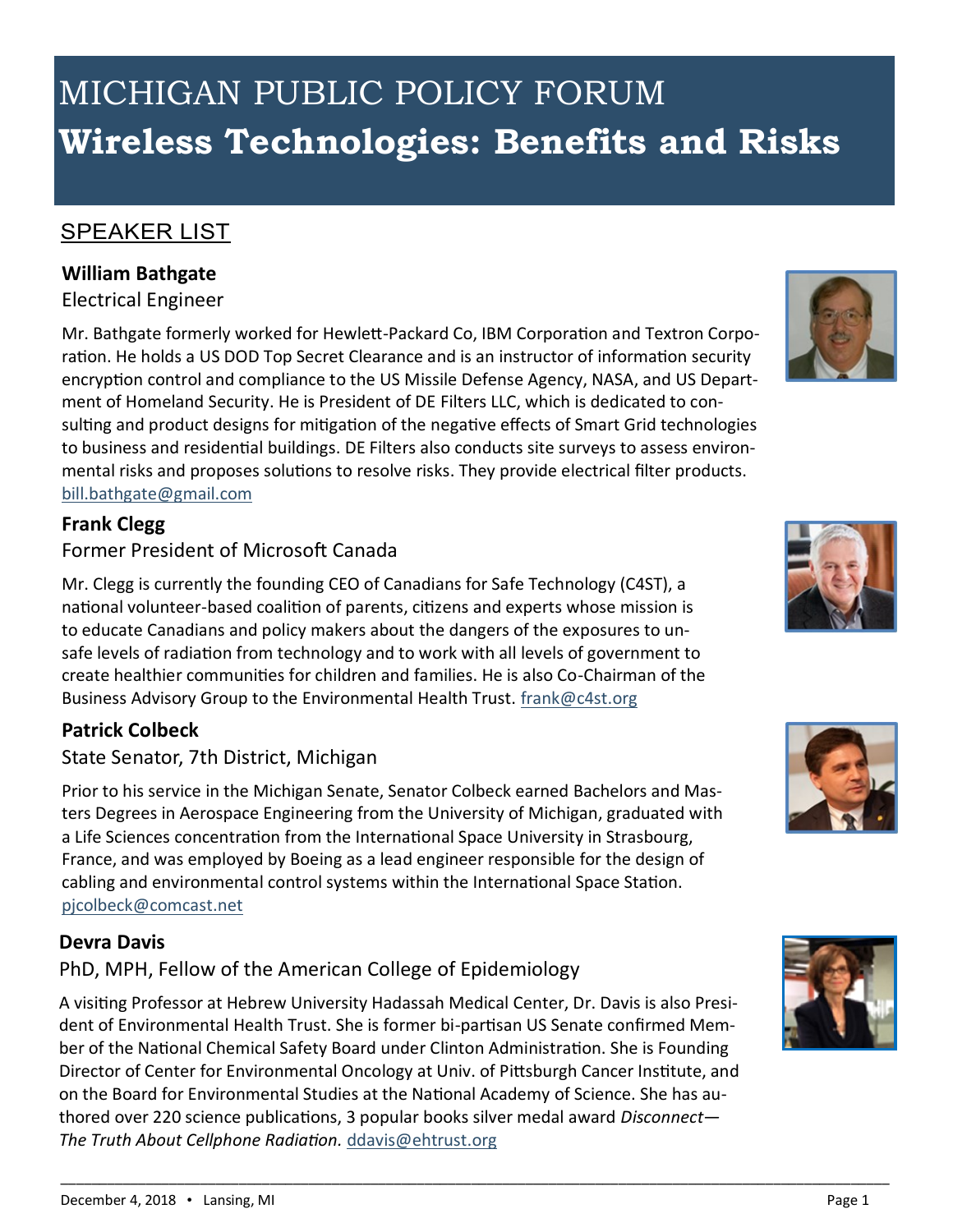# MICHIGAN PUBLIC POLICY FORUM
# Wireless Technologies: Benefits and Risks

## SPEAKER LIST

### William Bathgate
Electrical Engineer

Mr. Bathgate formerly worked for Hewlett-Packard Co, IBM Corporation and Textron Corporation. He holds a US DOD Top Secret Clearance and is an instructor of information security encryption control and compliance to the US Missile Defense Agency, NASA, and US Department of Homeland Security. He is President of DE Filters LLC, which is dedicated to consulting and product designs for mitigation of the negative effects of Smart Grid technologies to business and residential buildings. DE Filters also conducts site surveys to assess environmental risks and proposes solutions to resolve risks. They provide electrical filter products. bill.bathgate@gmail.com

### Frank Clegg
Former President of Microsoft Canada

Mr. Clegg is currently the founding CEO of Canadians for Safe Technology (C4ST), a national volunteer-based coalition of parents, citizens and experts whose mission is to educate Canadians and policy makers about the dangers of the exposures to unsafe levels of radiation from technology and to work with all levels of government to create healthier communities for children and families. He is also Co-Chairman of the Business Advisory Group to the Environmental Health Trust. frank@c4st.org

### Patrick Colbeck
State Senator, 7th District, Michigan

Prior to his service in the Michigan Senate, Senator Colbeck earned Bachelors and Masters Degrees in Aerospace Engineering from the University of Michigan, graduated with a Life Sciences concentration from the International Space University in Strasbourg, France, and was employed by Boeing as a lead engineer responsible for the design of cabling and environmental control systems within the International Space Station. pjcolbeck@comcast.net

### Devra Davis
PhD, MPH, Fellow of the American College of Epidemiology

A visiting Professor at Hebrew University Hadassah Medical Center, Dr. Davis is also President of Environmental Health Trust. She is former bi-partisan US Senate confirmed Member of the National Chemical Safety Board under Clinton Administration. She is Founding Director of Center for Environmental Oncology at Univ. of Pittsburgh Cancer Institute, and on the Board for Environmental Studies at the National Academy of Science. She has authored over 220 science publications, 3 popular books silver medal award *Disconnect—The Truth About Cellphone Radiation.* ddavis@ehtrust.org

December 4, 2018 • Lansing, MI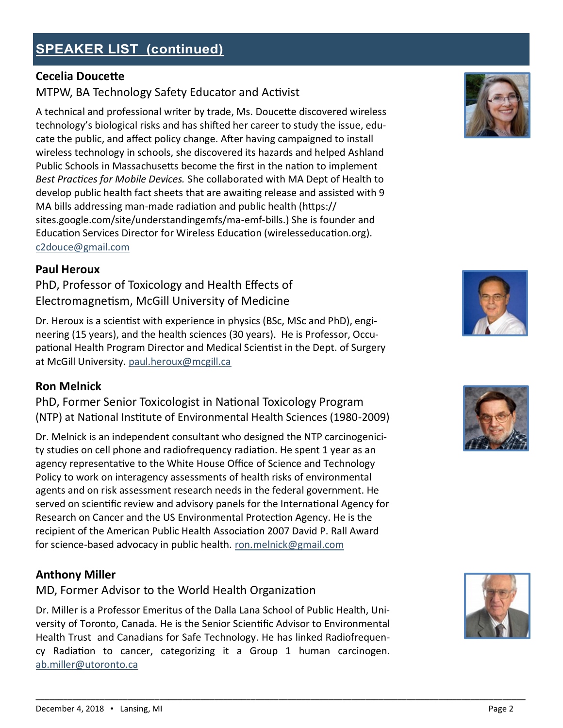## SPEAKER LIST (continued)

**Cecelia Doucette**

MTPW, BA Technology Safety Educator and Activist

A technical and professional writer by trade, Ms. Doucette discovered wireless technology's biological risks and has shifted her career to study the issue, educate the public, and affect policy change. After having campaigned to install wireless technology in schools, she discovered its hazards and helped Ashland Public Schools in Massachusetts become the first in the nation to implement *Best Practices for Mobile Devices.* She collaborated with MA Dept of Health to develop public health fact sheets that are awaiting release and assisted with 9 MA bills addressing man-made radiation and public health (https://sites.google.com/site/understandingemfs/ma-emf-bills.) She is founder and Education Services Director for Wireless Education (wirelesseducation.org). c2douce@gmail.com

**Paul Heroux**

PhD, Professor of Toxicology and Health Effects of Electromagnetism, McGill University of Medicine

Dr. Heroux is a scientist with experience in physics (BSc, MSc and PhD), engineering (15 years), and the health sciences (30 years). He is Professor, Occupational Health Program Director and Medical Scientist in the Dept. of Surgery at McGill University. paul.heroux@mcgill.ca

**Ron Melnick**

PhD, Former Senior Toxicologist in National Toxicology Program (NTP) at National Institute of Environmental Health Sciences (1980-2009)

Dr. Melnick is an independent consultant who designed the NTP carcinogenicity studies on cell phone and radiofrequency radiation. He spent 1 year as an agency representative to the White House Office of Science and Technology Policy to work on interagency assessments of health risks of environmental agents and on risk assessment research needs in the federal government. He served on scientific review and advisory panels for the International Agency for Research on Cancer and the US Environmental Protection Agency. He is the recipient of the American Public Health Association 2007 David P. Rall Award for science-based advocacy in public health. ron.melnick@gmail.com

**Anthony Miller**

MD, Former Advisor to the World Health Organization

Dr. Miller is a Professor Emeritus of the Dalla Lana School of Public Health, University of Toronto, Canada. He is the Senior Scientific Advisor to Environmental Health Trust and Canadians for Safe Technology. He has linked Radiofrequency Radiation to cancer, categorizing it a Group 1 human carcinogen. ab.miller@utoronto.ca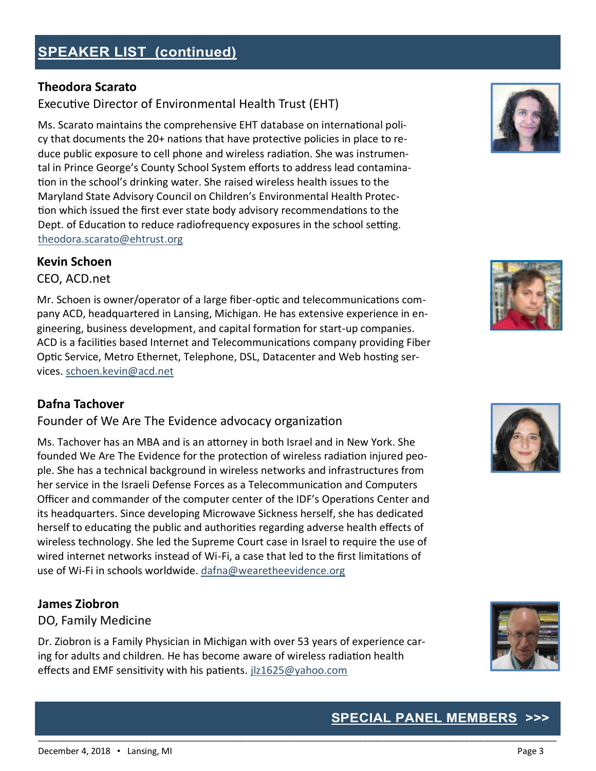## SPEAKER LIST (continued)

### Theodora Scarato

Executive Director of Environmental Health Trust (EHT)

Ms. Scarato maintains the comprehensive EHT database on international policy that documents the 20+ nations that have protective policies in place to reduce public exposure to cell phone and wireless radiation. She was instrumental in Prince George's County School System efforts to address lead contamination in the school's drinking water. She raised wireless health issues to the Maryland State Advisory Council on Children's Environmental Health Protection which issued the first ever state body advisory recommendations to the Dept. of Education to reduce radiofrequency exposures in the school setting. theodora.scarato@ehtrust.org

### Kevin Schoen

CEO, ACD.net

Mr. Schoen is owner/operator of a large fiber-optic and telecommunications company ACD, headquartered in Lansing, Michigan. He has extensive experience in engineering, business development, and capital formation for start-up companies. ACD is a facilities based Internet and Telecommunications company providing Fiber Optic Service, Metro Ethernet, Telephone, DSL, Datacenter and Web hosting services. schoen.kevin@acd.net

### Dafna Tachover

Founder of We Are The Evidence advocacy organization

Ms. Tachover has an MBA and is an attorney in both Israel and in New York. She founded We Are The Evidence for the protection of wireless radiation injured people. She has a technical background in wireless networks and infrastructures from her service in the Israeli Defense Forces as a Telecommunication and Computers Officer and commander of the computer center of the IDF's Operations Center and its headquarters. Since developing Microwave Sickness herself, she has dedicated herself to educating the public and authorities regarding adverse health effects of wireless technology. She led the Supreme Court case in Israel to require the use of wired internet networks instead of Wi-Fi, a case that led to the first limitations of use of Wi-Fi in schools worldwide. dafna@wearetheevidence.org

### James Ziobron

DO, Family Medicine

Dr. Ziobron is a Family Physician in Michigan with over 53 years of experience caring for adults and children. He has become aware of wireless radiation health effects and EMF sensitivity with his patients. jlz1625@yahoo.com

**SPECIAL PANEL MEMBERS >>>**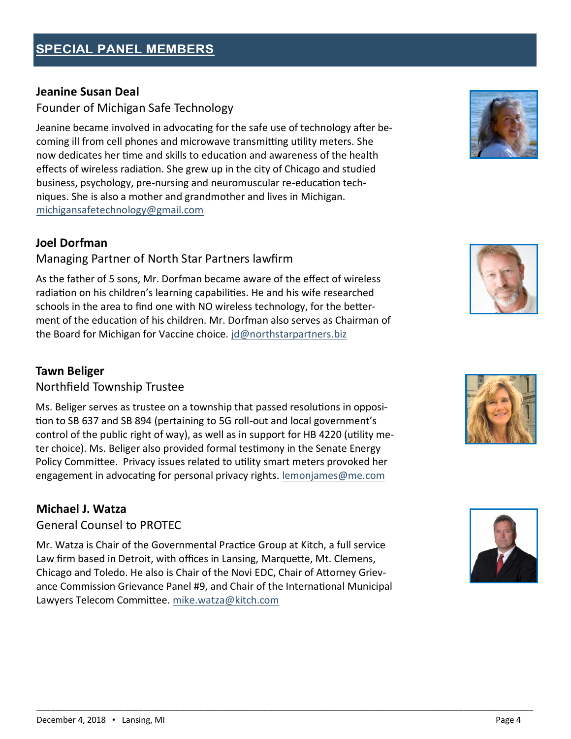## SPECIAL PANEL MEMBERS

### Jeanine Susan Deal

Founder of Michigan Safe Technology

Jeanine became involved in advocating for the safe use of technology after becoming ill from cell phones and microwave transmitting utility meters. She now dedicates her time and skills to education and awareness of the health effects of wireless radiation. She grew up in the city of Chicago and studied business, psychology, pre-nursing and neuromuscular re-education techniques. She is also a mother and grandmother and lives in Michigan. michigansafetechnology@gmail.com

### Joel Dorfman

Managing Partner of North Star Partners lawfirm

As the father of 5 sons, Mr. Dorfman became aware of the effect of wireless radiation on his children's learning capabilities. He and his wife researched schools in the area to find one with NO wireless technology, for the betterment of the education of his children. Mr. Dorfman also serves as Chairman of the Board for Michigan for Vaccine choice. jd@northstarpartners.biz

### Tawn Beliger

Northfield Township Trustee

Ms. Beliger serves as trustee on a township that passed resolutions in opposition to SB 637 and SB 894 (pertaining to 5G roll-out and local government's control of the public right of way), as well as in support for HB 4220 (utility meter choice). Ms. Beliger also provided formal testimony in the Senate Energy Policy Committee. Privacy issues related to utility smart meters provoked her engagement in advocating for personal privacy rights. lemonjames@me.com

### Michael J. Watza

General Counsel to PROTEC

Mr. Watza is Chair of the Governmental Practice Group at Kitch, a full service Law firm based in Detroit, with offices in Lansing, Marquette, Mt. Clemens, Chicago and Toledo. He also is Chair of the Novi EDC, Chair of Attorney Grievance Commission Grievance Panel #9, and Chair of the International Municipal Lawyers Telecom Committee. mike.watza@kitch.com

December 4, 2018 • Lansing, MI